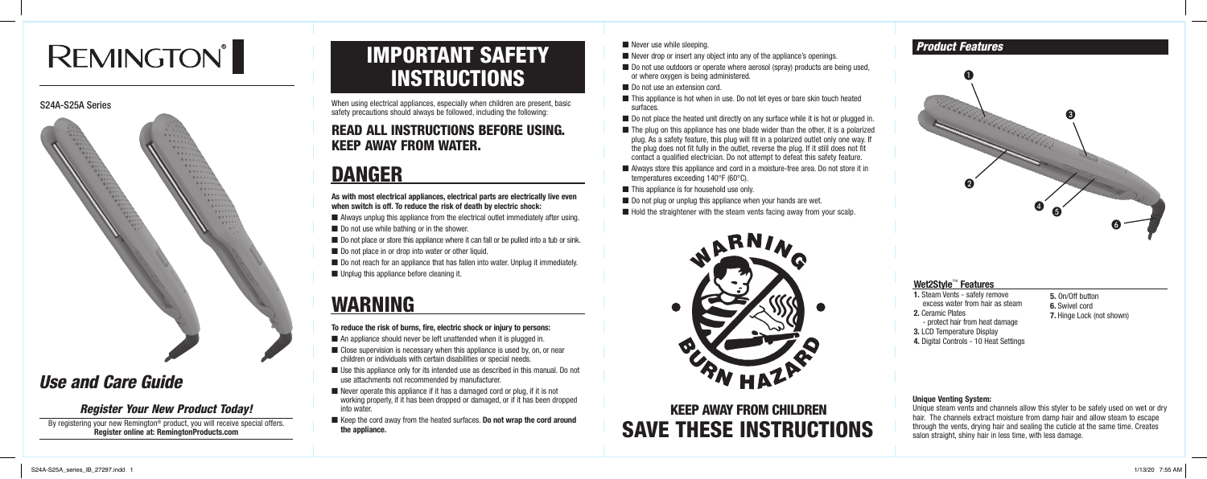# REMINGTON®

S24A-S25A Series

## *Use and Care Guide*

### *Register Your New Product Today!*

By registering your new Remington® product, you will receive special offers. **Register online at: RemingtonProducts.com**

# IMPORTANT SAFETY INSTRUCTIONS

When using electrical appliances, especially when children are present, basic safety precautions should always be followed, including the following:

## READ ALL INSTRUCTIONS BEFORE USING. KEEP AWAY FROM WATER.

# DANGER

**As with most electrical appliances, electrical parts are electrically live even when switch is off. To reduce the risk of death by electric shock:**

- Always unplug this appliance from the electrical outlet immediately after using.
- Do not use while bathing or in the shower.
- Do not place or store this appliance where it can fall or be pulled into a tub or sink.
- Do not place in or drop into water or other liquid.
- Do not reach for an appliance that has fallen into water. Unplug it immediately.
- Unplug this appliance before cleaning it.

# WARNING

**To reduce the risk of burns, fire, electric shock or injury to persons:**

- An appliance should never be left unattended when it is plugged in.
- Close supervision is necessary when this appliance is used by, on, or near children or individuals with certain disabilities or special needs.
- Use this appliance only for its intended use as described in this manual. Do not use attachments not recommended by manufacturer.
- Never operate this appliance if it has a damaged cord or plug, if it is not working properly, if it has been dropped or damaged, or if it has been dropped into water.
- Keep the cord away from the heated surfaces. **Do not wrap the cord around the appliance.**
- Never use while sleeping.
- Never drop or insert any object into any of the appliance's openings.
- Do not use outdoors or operate where aerosol (spray) products are being used, or where oxygen is being administered.
- Do not use an extension cord.
- This appliance is hot when in use. Do not let eyes or bare skin touch heated surfaces.
- Do not place the heated unit directly on any surface while it is hot or plugged in.
- The plug on this appliance has one blade wider than the other, it is a polarized plug. As a safety feature, this plug will fit in a polarized outlet only one way. If the plug does not fit fully in the outlet, reverse the plug. If it still does not fit contact a qualified electrician. Do not attempt to defeat this safety feature.
- Always store this appliance and cord in a moisture-free area. Do not store it in temperatures exceeding 140°F (60°C).
- This appliance is for household use only.
- Do not plug or unplug this appliance when your hands are wet.
- Hold the straightener with the steam vents facing away from your scalp.

WARNING BURN HAZARD

## KEEP AWAY FROM CHILDREN
# SAVE THESE INSTRUCTIONS

## *Product Features*

### Wet2Style™ Features

1. Steam Vents - safely remove excess water from hair as steam
2. Ceramic Plates - protect hair from heat damage
3. LCD Temperature Display
4. Digital Controls - 10 Heat Settings
5. On/Off button
6. Swivel cord
7. Hinge Lock (not shown)

**Unique Venting System:**

Unique steam vents and channels allow this styler to be safely used on wet or dry hair. The channels extract moisture from damp hair and allow steam to escape through the vents, drying hair and sealing the cuticle at the same time. Creates salon straight, shiny hair in less time, with less damage.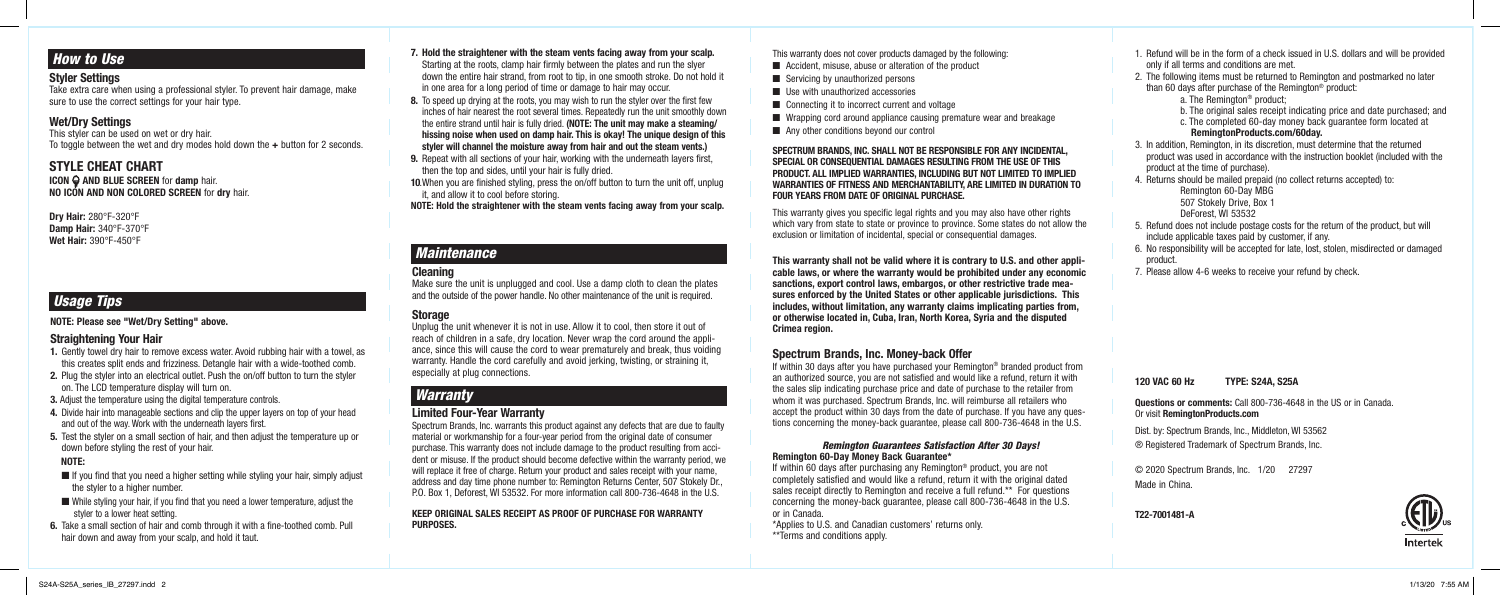## How to Use

### Styler Settings

Take extra care when using a professional styler. To prevent hair damage, make sure to use the correct settings for your hair type.

### Wet/Dry Settings

This styler can be used on wet or dry hair.
To toggle between the wet and dry modes hold down the + button for 2 seconds.

### STYLE CHEAT CHART

**ICON AND BLUE SCREEN** for **damp** hair.
**NO ICON AND NON COLORED SCREEN** for **dry** hair.

**Dry Hair:** 280°F-320°F
**Damp Hair:** 340°F-370°F
**Wet Hair:** 390°F-450°F

## Usage Tips

**NOTE: Please see "Wet/Dry Setting" above.**

### Straightening Your Hair

1. Gently towel dry hair to remove excess water. Avoid rubbing hair with a towel, as this creates split ends and frizziness. Detangle hair with a wide-toothed comb.
2. Plug the styler into an electrical outlet. Push the on/off button to turn the styler on. The LCD temperature display will turn on.
3. Adjust the temperature using the digital temperature controls.
4. Divide hair into manageable sections and clip the upper layers on top of your head and out of the way. Work with the underneath layers first.
5. Test the styler on a small section of hair, and then adjust the temperature up or down before styling the rest of your hair.

   **NOTE:**
   - If you find that you need a higher setting while styling your hair, simply adjust the styler to a higher number.
   - While styling your hair, if you find that you need a lower temperature, adjust the styler to a lower heat setting.
6. Take a small section of hair and comb through it with a fine-toothed comb. Pull hair down and away from your scalp, and hold it taut.
7. **Hold the straightener with the steam vents facing away from your scalp.** Starting at the roots, clamp hair firmly between the plates and run the slyer down the entire hair strand, from root to tip, in one smooth stroke. Do not hold it in one area for a long period of time or damage to hair may occur.
8. To speed up drying at the roots, you may wish to run the styler over the first few inches of hair nearest the root several times. Repeatedly run the unit smoothly down the entire strand until hair is fully dried. **(NOTE: The unit may make a steaming/ hissing noise when used on damp hair. This is okay! The unique design of this styler will channel the moisture away from hair and out the steam vents.)**
9. Repeat with all sections of your hair, working with the underneath layers first, then the top and sides, until your hair is fully dried.
10. When you are finished styling, press the on/off button to turn the unit off, unplug it, and allow it to cool before storing.

**NOTE: Hold the straightener with the steam vents facing away from your scalp.**

## Maintenance

### Cleaning

Make sure the unit is unplugged and cool. Use a damp cloth to clean the plates and the outside of the power handle. No other maintenance of the unit is required.

### Storage

Unplug the unit whenever it is not in use. Allow it to cool, then store it out of reach of children in a safe, dry location. Never wrap the cord around the appliance, since this will cause the cord to wear prematurely and break, thus voiding warranty. Handle the cord carefully and avoid jerking, twisting, or straining it, especially at plug connections.

## Warranty

### Limited Four-Year Warranty

Spectrum Brands, Inc. warrants this product against any defects that are due to faulty material or workmanship for a four-year period from the original date of consumer purchase. This warranty does not include damage to the product resulting from accident or misuse. If the product should become defective within the warranty period, we will replace it free of charge. Return your product and sales receipt with your name, address and day time phone number to: Remington Returns Center, 507 Stokely Dr., P.O. Box 1, Deforest, WI 53532. For more information call 800-736-4648 in the U.S.

**KEEP ORIGINAL SALES RECEIPT AS PROOF OF PURCHASE FOR WARRANTY PURPOSES.**

This warranty does not cover products damaged by the following:

- Accident, misuse, abuse or alteration of the product
- Servicing by unauthorized persons
- Use with unauthorized accessories
- Connecting it to incorrect current and voltage
- Wrapping cord around appliance causing premature wear and breakage
- Any other conditions beyond our control

**SPECTRUM BRANDS, INC. SHALL NOT BE RESPONSIBLE FOR ANY INCIDENTAL, SPECIAL OR CONSEQUENTIAL DAMAGES RESULTING FROM THE USE OF THIS PRODUCT. ALL IMPLIED WARRANTIES, INCLUDING BUT NOT LIMITED TO IMPLIED WARRANTIES OF FITNESS AND MERCHANTABILITY, ARE LIMITED IN DURATION TO FOUR YEARS FROM DATE OF ORIGINAL PURCHASE.**

This warranty gives you specific legal rights and you may also have other rights which vary from state to state or province to province. Some states do not allow the exclusion or limitation of incidental, special or consequential damages.

**This warranty shall not be valid where it is contrary to U.S. and other applicable laws, or where the warranty would be prohibited under any economic sanctions, export control laws, embargos, or other restrictive trade measures enforced by the United States or other applicable jurisdictions. This includes, without limitation, any warranty claims implicating parties from, or otherwise located in, Cuba, Iran, North Korea, Syria and the disputed Crimea region.**

### Spectrum Brands, Inc. Money-back Offer

If within 30 days after you have purchased your Remington® branded product from an authorized source, you are not satisfied and would like a refund, return it with the sales slip indicating purchase price and date of purchase to the retailer from whom it was purchased. Spectrum Brands, Inc. will reimburse all retailers who accept the product within 30 days from the date of purchase. If you have any questions concerning the money-back guarantee, please call 800-736-4648 in the U.S.

#### *Remington Guarantees Satisfaction After 30 Days!*

**Remington 60-Day Money Back Guarantee***

If within 60 days after purchasing any Remington® product, you are not completely satisfied and would like a refund, return it with the original dated sales receipt directly to Remington and receive a full refund.** For questions concerning the money-back guarantee, please call 800-736-4648 in the U.S. or in Canada.

*Applies to U.S. and Canadian customers' returns only.
**Terms and conditions apply.

1. Refund will be in the form of a check issued in U.S. dollars and will be provided only if all terms and conditions are met.
2. The following items must be returned to Remington and postmarked no later than 60 days after purchase of the Remington® product:
   a. The Remington® product;
   b. The original sales receipt indicating price and date purchased; and
   c. The completed 60-day money back guarantee form located at **RemingtonProducts.com/60day.**
3. In addition, Remington, in its discretion, must determine that the returned product was used in accordance with the instruction booklet (included with the product at the time of purchase).
4. Returns should be mailed prepaid (no collect returns accepted) to:
   Remington 60-Day MBG
   507 Stokely Drive, Box 1
   DeForest, WI 53532
5. Refund does not include postage costs for the return of the product, but will include applicable taxes paid by customer, if any.
6. No responsibility will be accepted for late, lost, stolen, misdirected or damaged product.
7. Please allow 4-6 weeks to receive your refund by check.

**120 VAC 60 Hz TYPE: S24A, S25A**

**Questions or comments:** Call 800-736-4648 in the US or in Canada.
Or visit **RemingtonProducts.com**

Dist. by: Spectrum Brands, Inc., Middleton, WI 53562
® Registered Trademark of Spectrum Brands, Inc.

© 2020 Spectrum Brands, Inc. 1/20 27297
Made in China.

**T22-7001481-A**

Intertek